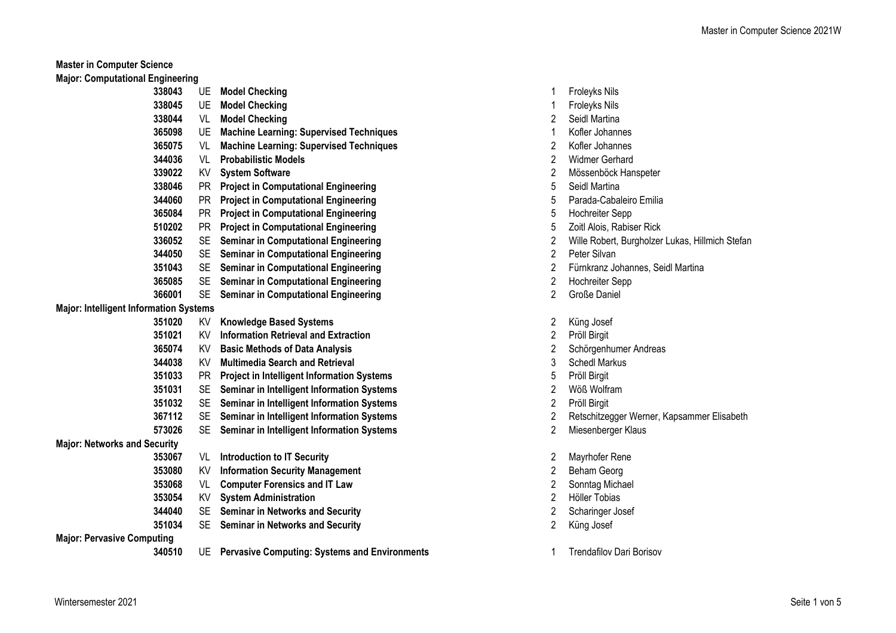**Master in Computer Science**

**Major: Computational Engineering**

| | | | | |
|---|---|---|---|---|
| **338043** | UE | **Model Checking** | 1 | Froleyks Nils |
| **338045** | UE | **Model Checking** | 1 | Froleyks Nils |
| **338044** | VL | **Model Checking** | 2 | Seidl Martina |
| **365098** | UE | **Machine Learning: Supervised Techniques** | 1 | Kofler Johannes |
| **365075** | VL | **Machine Learning: Supervised Techniques** | 2 | Kofler Johannes |
| **344036** | VL | **Probabilistic Models** | 2 | Widmer Gerhard |
| **339022** | KV | **System Software** | 2 | Mössenböck Hanspeter |
| **338046** | PR | **Project in Computational Engineering** | 5 | Seidl Martina |
| **344060** | PR | **Project in Computational Engineering** | 5 | Parada-Cabaleiro Emilia |
| **365084** | PR | **Project in Computational Engineering** | 5 | Hochreiter Sepp |
| **510202** | PR | **Project in Computational Engineering** | 5 | Zoitl Alois, Rabiser Rick |
| **336052** | SE | **Seminar in Computational Engineering** | 2 | Wille Robert, Burgholzer Lukas, Hillmich Stefan |
| **344050** | SE | **Seminar in Computational Engineering** | 2 | Peter Silvan |
| **351043** | SE | **Seminar in Computational Engineering** | 2 | Fürnkranz Johannes, Seidl Martina |
| **365085** | SE | **Seminar in Computational Engineering** | 2 | Hochreiter Sepp |
| **366001** | SE | **Seminar in Computational Engineering** | 2 | Große Daniel |

**Major: Intelligent Information Systems**

| | | | | |
|---|---|---|---|---|
| **351020** | KV | **Knowledge Based Systems** | 2 | Küng Josef |
| **351021** | KV | **Information Retrieval and Extraction** | 2 | Pröll Birgit |
| **365074** | KV | **Basic Methods of Data Analysis** | 2 | Schörgenhumer Andreas |
| **344038** | KV | **Multimedia Search and Retrieval** | 3 | Schedl Markus |
| **351033** | PR | **Project in Intelligent Information Systems** | 5 | Pröll Birgit |
| **351031** | SE | **Seminar in Intelligent Information Systems** | 2 | Wöß Wolfram |
| **351032** | SE | **Seminar in Intelligent Information Systems** | 2 | Pröll Birgit |
| **367112** | SE | **Seminar in Intelligent Information Systems** | 2 | Retschitzegger Werner, Kapsammer Elisabeth |
| **573026** | SE | **Seminar in Intelligent Information Systems** | 2 | Miesenberger Klaus |

**Major: Networks and Security**

| | | | | |
|---|---|---|---|---|
| **353067** | VL | **Introduction to IT Security** | 2 | Mayrhofer Rene |
| **353080** | KV | **Information Security Management** | 2 | Beham Georg |
| **353068** | VL | **Computer Forensics and IT Law** | 2 | Sonntag Michael |
| **353054** | KV | **System Administration** | 2 | Höller Tobias |
| **344040** | SE | **Seminar in Networks and Security** | 2 | Scharinger Josef |
| **351034** | SE | **Seminar in Networks and Security** | 2 | Küng Josef |

**Major: Pervasive Computing**

| | | | | |
|---|---|---|---|---|
| **340510** | UE | **Pervasive Computing: Systems and Environments** | 1 | Trendafilov Dari Borisov |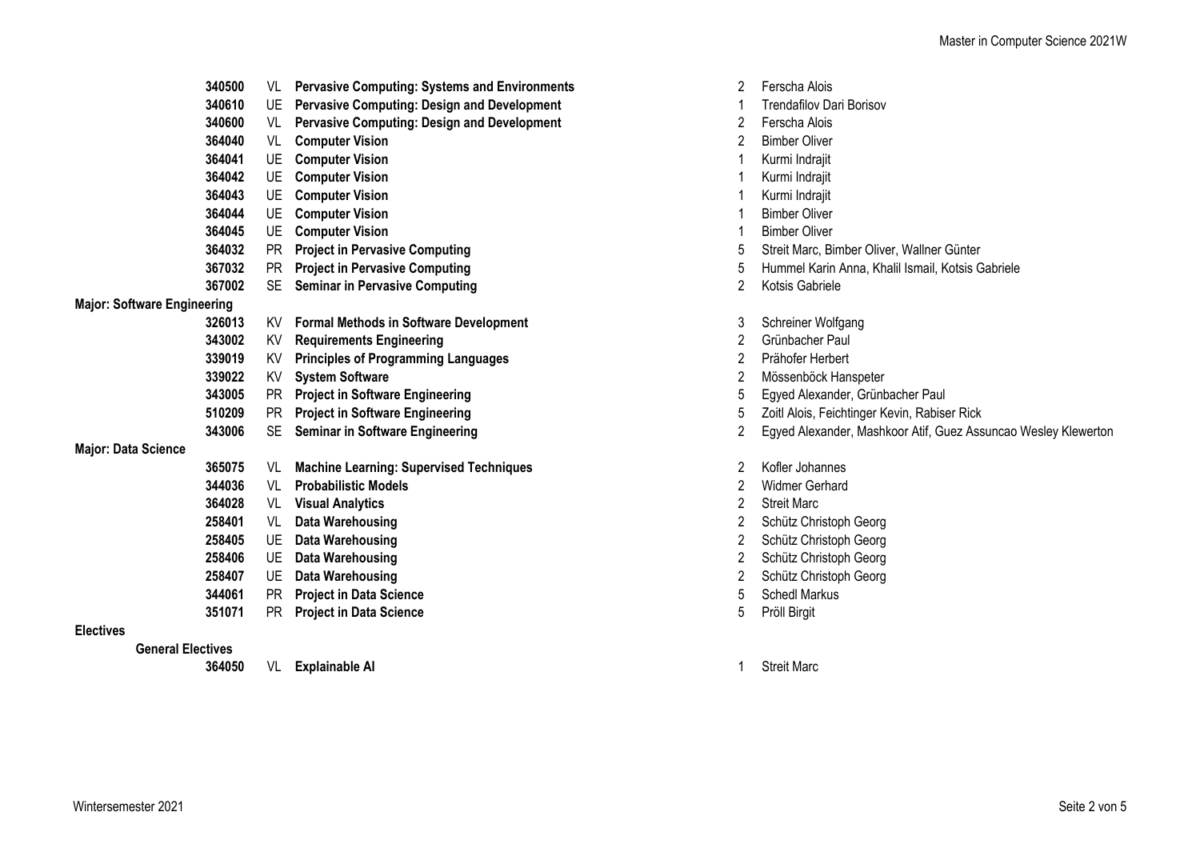| | | | | |
|---|---|---|---|---|
| **340500** | VL | **Pervasive Computing: Systems and Environments** | 2 | Ferscha Alois |
| **340610** | UE | **Pervasive Computing: Design and Development** | 1 | Trendafilov Dari Borisov |
| **340600** | VL | **Pervasive Computing: Design and Development** | 2 | Ferscha Alois |
| **364040** | VL | **Computer Vision** | 2 | Bimber Oliver |
| **364041** | UE | **Computer Vision** | 1 | Kurmi Indrajit |
| **364042** | UE | **Computer Vision** | 1 | Kurmi Indrajit |
| **364043** | UE | **Computer Vision** | 1 | Kurmi Indrajit |
| **364044** | UE | **Computer Vision** | 1 | Bimber Oliver |
| **364045** | UE | **Computer Vision** | 1 | Bimber Oliver |
| **364032** | PR | **Project in Pervasive Computing** | 5 | Streit Marc, Bimber Oliver, Wallner Günter |
| **367032** | PR | **Project in Pervasive Computing** | 5 | Hummel Karin Anna, Khalil Ismail, Kotsis Gabriele |
| **367002** | SE | **Seminar in Pervasive Computing** | 2 | Kotsis Gabriele |

**Major: Software Engineering**

| | | | | |
|---|---|---|---|---|
| **326013** | KV | **Formal Methods in Software Development** | 3 | Schreiner Wolfgang |
| **343002** | KV | **Requirements Engineering** | 2 | Grünbacher Paul |
| **339019** | KV | **Principles of Programming Languages** | 2 | Prähofer Herbert |
| **339022** | KV | **System Software** | 2 | Mössenböck Hanspeter |
| **343005** | PR | **Project in Software Engineering** | 5 | Egyed Alexander, Grünbacher Paul |
| **510209** | PR | **Project in Software Engineering** | 5 | Zoitl Alois, Feichtinger Kevin, Rabiser Rick |
| **343006** | SE | **Seminar in Software Engineering** | 2 | Egyed Alexander, Mashkoor Atif, Guez Assuncao Wesley Klewerton |

**Major: Data Science**

| | | | | |
|---|---|---|---|---|
| **365075** | VL | **Machine Learning: Supervised Techniques** | 2 | Kofler Johannes |
| **344036** | VL | **Probabilistic Models** | 2 | Widmer Gerhard |
| **364028** | VL | **Visual Analytics** | 2 | Streit Marc |
| **258401** | VL | **Data Warehousing** | 2 | Schütz Christoph Georg |
| **258405** | UE | **Data Warehousing** | 2 | Schütz Christoph Georg |
| **258406** | UE | **Data Warehousing** | 2 | Schütz Christoph Georg |
| **258407** | UE | **Data Warehousing** | 2 | Schütz Christoph Georg |
| **344061** | PR | **Project in Data Science** | 5 | Schedl Markus |
| **351071** | PR | **Project in Data Science** | 5 | Pröll Birgit |

**Electives**

**General Electives**

| | | | | |
|---|---|---|---|---|
| **364050** | VL | **Explainable AI** | 1 | Streit Marc |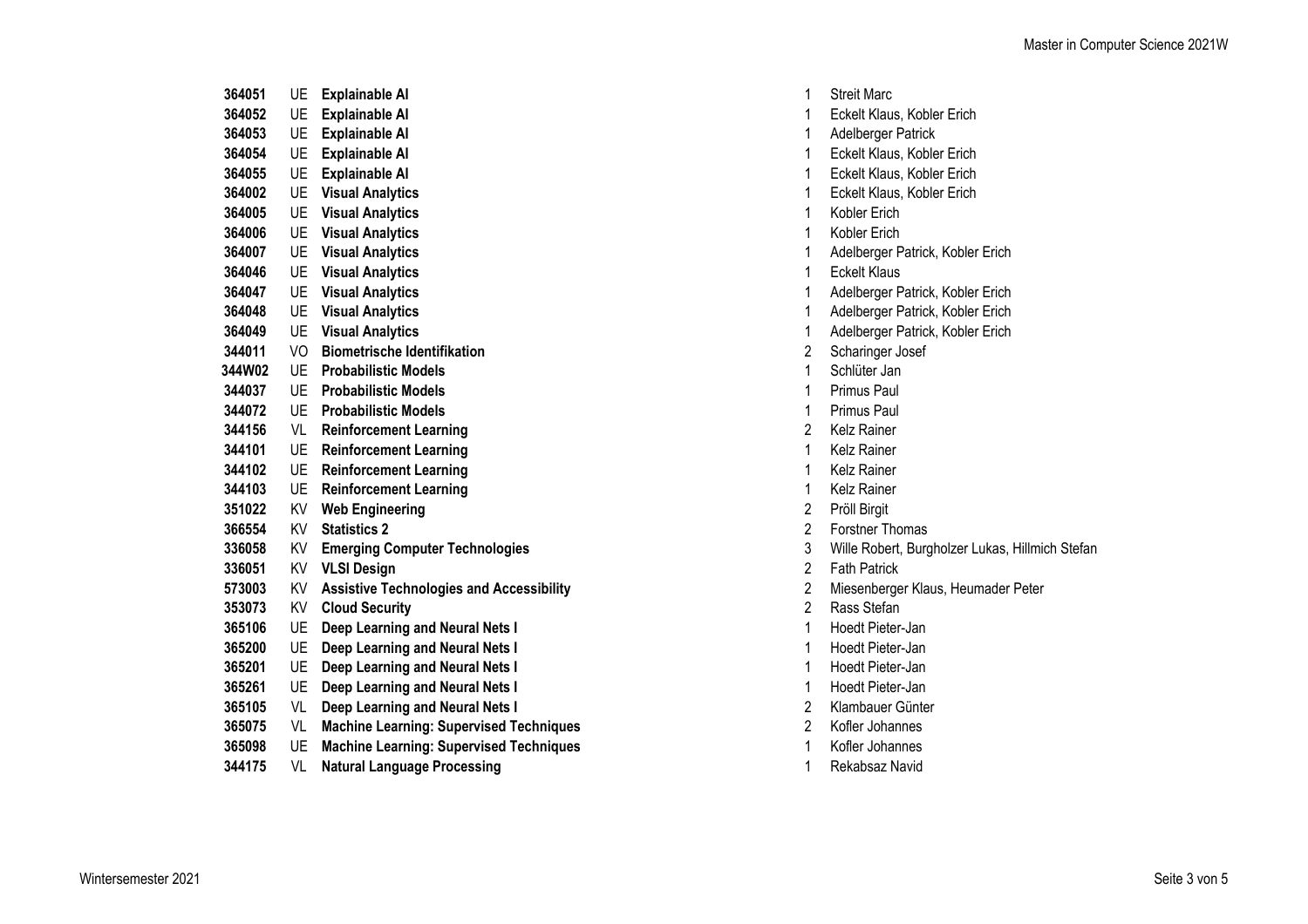| | | | | |
|---|---|---|---|---|
| **364051** | UE | **Explainable AI** | 1 | Streit Marc |
| **364052** | UE | **Explainable AI** | 1 | Eckelt Klaus, Kobler Erich |
| **364053** | UE | **Explainable AI** | 1 | Adelberger Patrick |
| **364054** | UE | **Explainable AI** | 1 | Eckelt Klaus, Kobler Erich |
| **364055** | UE | **Explainable AI** | 1 | Eckelt Klaus, Kobler Erich |
| **364002** | UE | **Visual Analytics** | 1 | Eckelt Klaus, Kobler Erich |
| **364005** | UE | **Visual Analytics** | 1 | Kobler Erich |
| **364006** | UE | **Visual Analytics** | 1 | Kobler Erich |
| **364007** | UE | **Visual Analytics** | 1 | Adelberger Patrick, Kobler Erich |
| **364046** | UE | **Visual Analytics** | 1 | Eckelt Klaus |
| **364047** | UE | **Visual Analytics** | 1 | Adelberger Patrick, Kobler Erich |
| **364048** | UE | **Visual Analytics** | 1 | Adelberger Patrick, Kobler Erich |
| **364049** | UE | **Visual Analytics** | 1 | Adelberger Patrick, Kobler Erich |
| **344011** | VO | **Biometrische Identifikation** | 2 | Scharinger Josef |
| **344W02** | UE | **Probabilistic Models** | 1 | Schlüter Jan |
| **344037** | UE | **Probabilistic Models** | 1 | Primus Paul |
| **344072** | UE | **Probabilistic Models** | 1 | Primus Paul |
| **344156** | VL | **Reinforcement Learning** | 2 | Kelz Rainer |
| **344101** | UE | **Reinforcement Learning** | 1 | Kelz Rainer |
| **344102** | UE | **Reinforcement Learning** | 1 | Kelz Rainer |
| **344103** | UE | **Reinforcement Learning** | 1 | Kelz Rainer |
| **351022** | KV | **Web Engineering** | 2 | Pröll Birgit |
| **366554** | KV | **Statistics 2** | 2 | Forstner Thomas |
| **336058** | KV | **Emerging Computer Technologies** | 3 | Wille Robert, Burgholzer Lukas, Hillmich Stefan |
| **336051** | KV | **VLSI Design** | 2 | Fath Patrick |
| **573003** | KV | **Assistive Technologies and Accessibility** | 2 | Miesenberger Klaus, Heumader Peter |
| **353073** | KV | **Cloud Security** | 2 | Rass Stefan |
| **365106** | UE | **Deep Learning and Neural Nets I** | 1 | Hoedt Pieter-Jan |
| **365200** | UE | **Deep Learning and Neural Nets I** | 1 | Hoedt Pieter-Jan |
| **365201** | UE | **Deep Learning and Neural Nets I** | 1 | Hoedt Pieter-Jan |
| **365261** | UE | **Deep Learning and Neural Nets I** | 1 | Hoedt Pieter-Jan |
| **365105** | VL | **Deep Learning and Neural Nets I** | 2 | Klambauer Günter |
| **365075** | VL | **Machine Learning: Supervised Techniques** | 2 | Kofler Johannes |
| **365098** | UE | **Machine Learning: Supervised Techniques** | 1 | Kofler Johannes |
| **344175** | VL | **Natural Language Processing** | 1 | Rekabsaz Navid |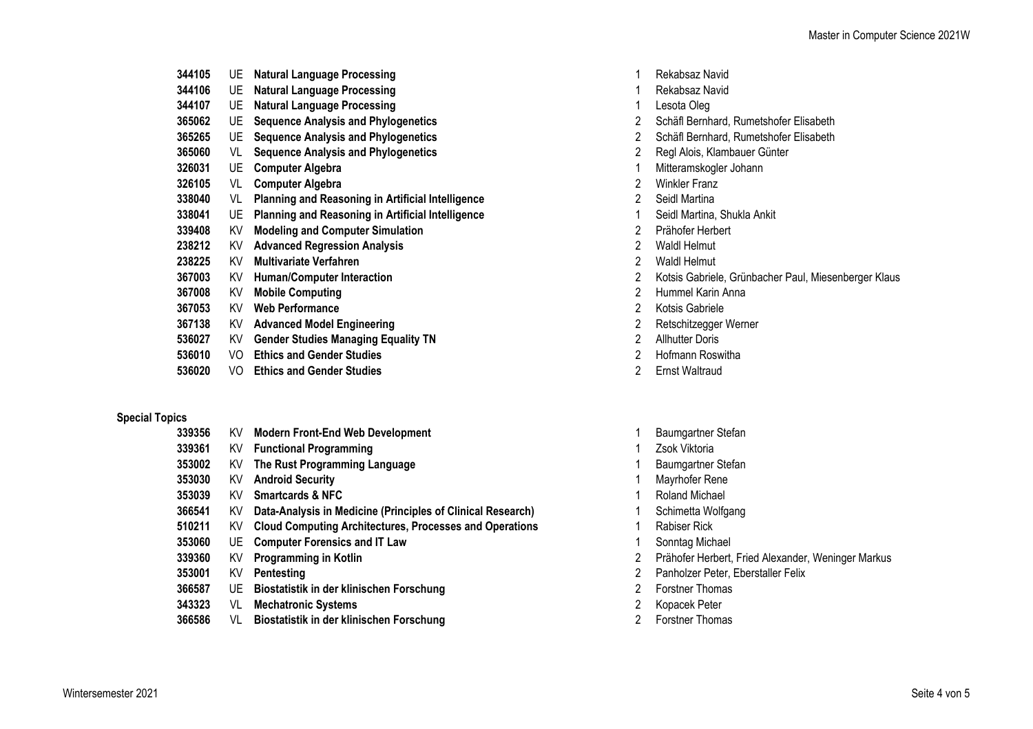| | | | |
|---|---|---|---|---|
| **344105** | UE | **Natural Language Processing** | 1 | Rekabsaz Navid |
| **344106** | UE | **Natural Language Processing** | 1 | Rekabsaz Navid |
| **344107** | UE | **Natural Language Processing** | 1 | Lesota Oleg |
| **365062** | UE | **Sequence Analysis and Phylogenetics** | 2 | Schäfl Bernhard, Rumetshofer Elisabeth |
| **365265** | UE | **Sequence Analysis and Phylogenetics** | 2 | Schäfl Bernhard, Rumetshofer Elisabeth |
| **365060** | VL | **Sequence Analysis and Phylogenetics** | 2 | Regl Alois, Klambauer Günter |
| **326031** | UE | **Computer Algebra** | 1 | Mitteramskogler Johann |
| **326105** | VL | **Computer Algebra** | 2 | Winkler Franz |
| **338040** | VL | **Planning and Reasoning in Artificial Intelligence** | 2 | Seidl Martina |
| **338041** | UE | **Planning and Reasoning in Artificial Intelligence** | 1 | Seidl Martina, Shukla Ankit |
| **339408** | KV | **Modeling and Computer Simulation** | 2 | Prähofer Herbert |
| **238212** | KV | **Advanced Regression Analysis** | 2 | Waldl Helmut |
| **238225** | KV | **Multivariate Verfahren** | 2 | Waldl Helmut |
| **367003** | KV | **Human/Computer Interaction** | 2 | Kotsis Gabriele, Grünbacher Paul, Miesenberger Klaus |
| **367008** | KV | **Mobile Computing** | 2 | Hummel Karin Anna |
| **367053** | KV | **Web Performance** | 2 | Kotsis Gabriele |
| **367138** | KV | **Advanced Model Engineering** | 2 | Retschitzegger Werner |
| **536027** | KV | **Gender Studies Managing Equality TN** | 2 | Allhutter Doris |
| **536010** | VO | **Ethics and Gender Studies** | 2 | Hofmann Roswitha |
| **536020** | VO | **Ethics and Gender Studies** | 2 | Ernst Waltraud |

**Special Topics**

| | | | | |
|---|---|---|---|---|
| **339356** | KV | **Modern Front-End Web Development** | 1 | Baumgartner Stefan |
| **339361** | KV | **Functional Programming** | 1 | Zsok Viktoria |
| **353002** | KV | **The Rust Programming Language** | 1 | Baumgartner Stefan |
| **353030** | KV | **Android Security** | 1 | Mayrhofer Rene |
| **353039** | KV | **Smartcards & NFC** | 1 | Roland Michael |
| **366541** | KV | **Data-Analysis in Medicine (Principles of Clinical Research)** | 1 | Schimetta Wolfgang |
| **510211** | KV | **Cloud Computing Architectures, Processes and Operations** | 1 | Rabiser Rick |
| **353060** | UE | **Computer Forensics and IT Law** | 1 | Sonntag Michael |
| **339360** | KV | **Programming in Kotlin** | 2 | Prähofer Herbert, Fried Alexander, Weninger Markus |
| **353001** | KV | **Pentesting** | 2 | Panholzer Peter, Eberstaller Felix |
| **366587** | UE | **Biostatistik in der klinischen Forschung** | 2 | Forstner Thomas |
| **343323** | VL | **Mechatronic Systems** | 2 | Kopacek Peter |
| **366586** | VL | **Biostatistik in der klinischen Forschung** | 2 | Forstner Thomas |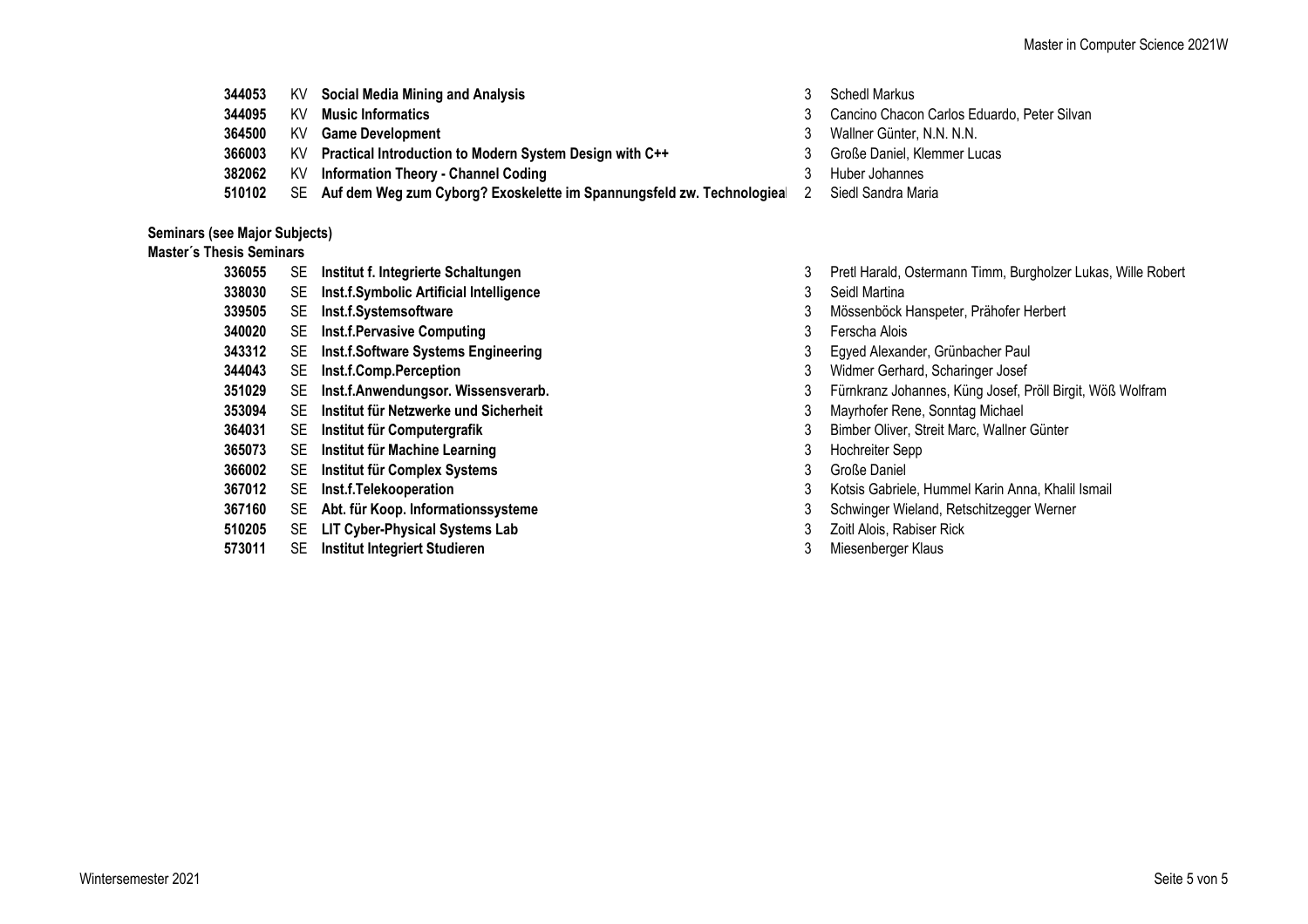| | | | | |
|---|---|---|---|---|
| 344053 | KV | **Social Media Mining and Analysis** | 3 | Schedl Markus |
| 344095 | KV | **Music Informatics** | 3 | Cancino Chacon Carlos Eduardo, Peter Silvan |
| 364500 | KV | **Game Development** | 3 | Wallner Günter, N.N. N.N. |
| 366003 | KV | **Practical Introduction to Modern System Design with C++** | 3 | Große Daniel, Klemmer Lucas |
| 382062 | KV | **Information Theory - Channel Coding** | 3 | Huber Johannes |
| 510102 | SE | **Auf dem Weg zum Cyborg? Exoskelette im Spannungsfeld zw. Technologieal** | 2 | Siedl Sandra Maria |

**Seminars (see Major Subjects)**

**Master´s Thesis Seminars**

| | | | | |
|---|---|---|---|---|
| 336055 | SE | **Institut f. Integrierte Schaltungen** | 3 | Pretl Harald, Ostermann Timm, Burgholzer Lukas, Wille Robert |
| 338030 | SE | **Inst.f.Symbolic Artificial Intelligence** | 3 | Seidl Martina |
| 339505 | SE | **Inst.f.Systemsoftware** | 3 | Mössenböck Hanspeter, Prähofer Herbert |
| 340020 | SE | **Inst.f.Pervasive Computing** | 3 | Ferscha Alois |
| 343312 | SE | **Inst.f.Software Systems Engineering** | 3 | Egyed Alexander, Grünbacher Paul |
| 344043 | SE | **Inst.f.Comp.Perception** | 3 | Widmer Gerhard, Scharinger Josef |
| 351029 | SE | **Inst.f.Anwendungsor. Wissensverarb.** | 3 | Fürnkranz Johannes, Küng Josef, Pröll Birgit, Wöß Wolfram |
| 353094 | SE | **Institut für Netzwerke und Sicherheit** | 3 | Mayrhofer Rene, Sonntag Michael |
| 364031 | SE | **Institut für Computergrafik** | 3 | Bimber Oliver, Streit Marc, Wallner Günter |
| 365073 | SE | **Institut für Machine Learning** | 3 | Hochreiter Sepp |
| 366002 | SE | **Institut für Complex Systems** | 3 | Große Daniel |
| 367012 | SE | **Inst.f.Telekooperation** | 3 | Kotsis Gabriele, Hummel Karin Anna, Khalil Ismail |
| 367160 | SE | **Abt. für Koop. Informationssysteme** | 3 | Schwinger Wieland, Retschitzegger Werner |
| 510205 | SE | **LIT Cyber-Physical Systems Lab** | 3 | Zoitl Alois, Rabiser Rick |
| 573011 | SE | **Institut Integriert Studieren** | 3 | Miesenberger Klaus |